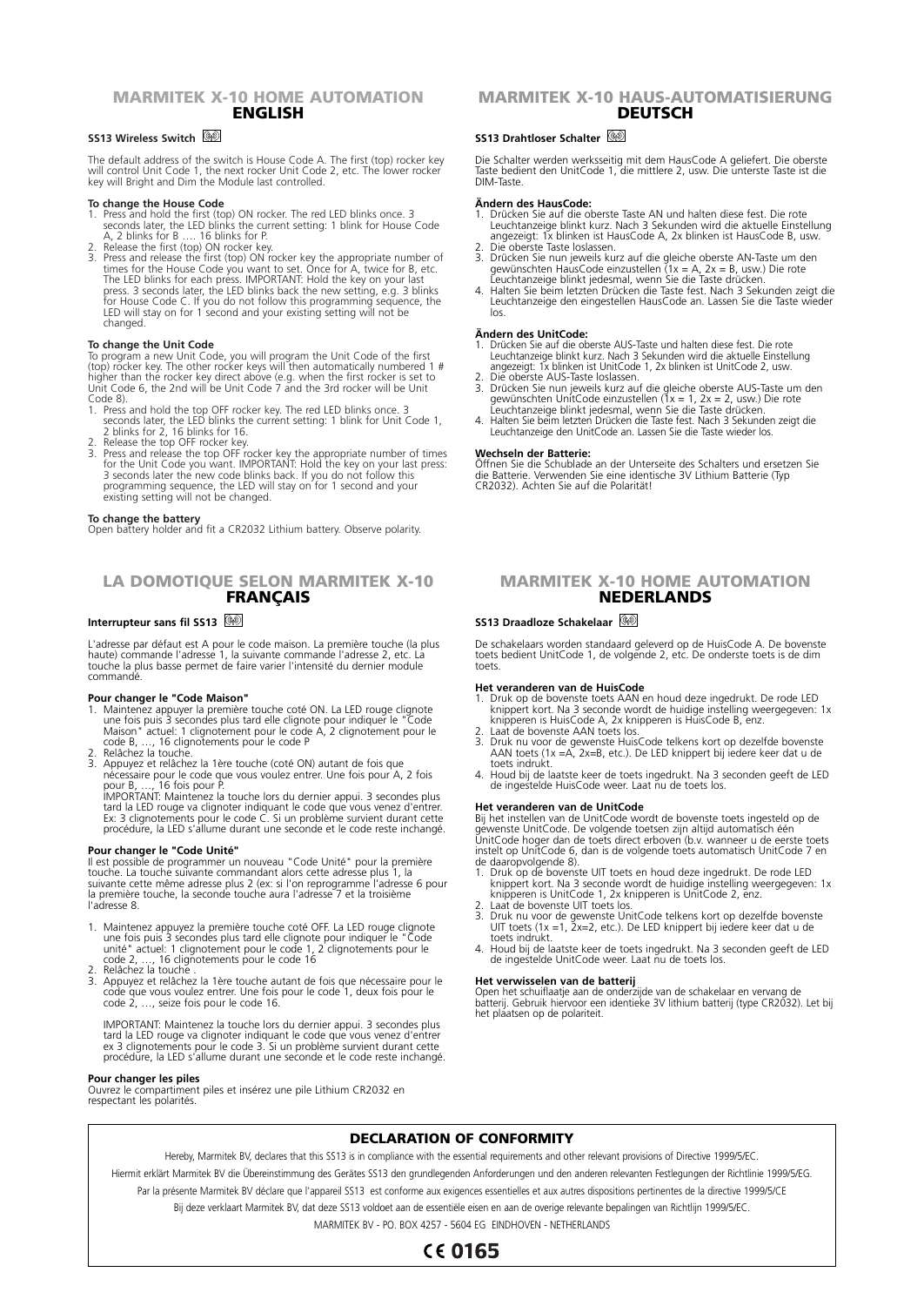## MARMITEK X-10 HOME AUTOMATION
## ENGLISH

### SS13 Wireless Switch

The default address of the switch is House Code A. The first (top) rocker key will control Unit Code 1, the next rocker Unit Code 2, etc. The lower rocker key will Bright and Dim the Module last controlled.

**To change the House Code**

1. Press and hold the first (top) ON rocker. The red LED blinks once. 3 seconds later, the LED blinks the current setting: 1 blink for House Code A, 2 blinks for B …. 16 blinks for P.
2. Release the first (top) ON rocker key.
3. Press and release the first (top) ON rocker key the appropriate number of times for the House Code you want to set. Once for A, twice for B, etc. The LED blinks for each press. IMPORTANT: Hold the key on your last press. 3 seconds later, the LED blinks back the new setting, e.g. 3 blinks for House Code C. If you do not follow this programming sequence, the LED will stay on for 1 second and your existing setting will not be changed.

**To change the Unit Code**

To program a new Unit Code, you will program the Unit Code of the first (top) rocker key. The other rocker keys will then automatically numbered 1 # higher than the rocker key direct above (e.g. when the first rocker is set to Unit Code 6, the 2nd will be Unit Code 7 and the 3rd rocker will be Unit Code 8).

1. Press and hold the top OFF rocker key. The red LED blinks once. 3 seconds later, the LED blinks the current setting: 1 blink for Unit Code 1, 2 blinks for 2, 16 blinks for 16.
2. Release the top OFF rocker key.
3. Press and release the top OFF rocker key the appropriate number of times for the Unit Code you want. IMPORTANT: Hold the key on your last press: 3 seconds later the new code blinks back. If you do not follow this programming sequence, the LED will stay on for 1 second and your existing setting will not be changed.

**To change the battery**

Open battery holder and fit a CR2032 Lithium battery. Observe polarity.

## MARMITEK X-10 HAUS-AUTOMATISIERUNG
## DEUTSCH

### SS13 Drahtloser Schalter

Die Schalter werden werksseitig mit dem HausCode A geliefert. Die oberste Taste bedient den UnitCode 1, die mittlere 2, usw. Die unterste Taste ist die DIM-Taste.

**Ändern des HausCode:**

1. Drücken Sie auf die oberste Taste AN und halten diese fest. Die rote Leuchtanzeige blinkt kurz. Nach 3 Sekunden wird die aktuelle Einstellung angezeigt: 1x blinken ist HausCode A, 2x blinken ist HausCode B, usw.
2. Die oberste Taste loslassen.
3. Drücken Sie nun jeweils kurz auf die gleiche oberste AN-Taste um den gewünschten HausCode einzustellen (1x = A, 2x = B, usw.) Die rote Leuchtanzeige blinkt jedesmal, wenn Sie die Taste drücken.
4. Halten Sie beim letzten Drücken die Taste fest. Nach 3 Sekunden zeigt die Leuchtanzeige den eingestellen HausCode an. Lassen Sie die Taste wieder los.

**Ändern des UnitCode:**

1. Drücken Sie auf die oberste AUS-Taste und halten diese fest. Die rote Leuchtanzeige blinkt kurz. Nach 3 Sekunden wird die aktuelle Einstellung angezeigt: 1x blinken ist UnitCode 1, 2x blinken ist UnitCode 2, usw.
2. Die oberste AUS-Taste loslassen.
3. Drücken Sie nun jeweils kurz auf die gleiche oberste AUS-Taste um den gewünschten UnitCode einzustellen (1x = 1, 2x = 2, usw.) Die rote Leuchtanzeige blinkt jedesmal, wenn Sie die Taste drücken.
4. Halten Sie beim letzten Drücken die Taste fest. Nach 3 Sekunden zeigt die Leuchtanzeige den UnitCode an. Lassen Sie die Taste wieder los.

**Wechseln der Batterie:**

Öffnen Sie die Schublade an der Unterseite des Schalters und ersetzen Sie die Batterie. Verwenden Sie eine identische 3V Lithium Batterie (Typ CR2032). Achten Sie auf die Polarität!

## LA DOMOTIQUE SELON MARMITEK X-10
## FRANÇAIS

### Interrupteur sans fil SS13

L'adresse par défaut est A pour le code maison. La première touche (la plus haute) commande l'adresse 1, la suivante commande l'adresse 2, etc. La touche la plus basse permet de faire varier l'intensité du dernier module commandé.

**Pour changer le "Code Maison"**

1. Maintenez appuyer la première touche coté ON. La LED rouge clignote une fois puis 3 secondes plus tard elle clignote pour indiquer le "Code Maison" actuel: 1 clignotement pour le code A, 2 clignotement pour le code B, …, 16 clignotements pour le code P
2. Relâchez la touche.
3. Appuyez et relâchez la 1ère touche (coté ON) autant de fois que nécessaire pour le code que vous voulez entrer. Une fois pour A, 2 fois pour B, …, 16 fois pour P.
   IMPORTANT: Maintenez la touche lors du dernier appui. 3 secondes plus tard la LED rouge va clignoter indiquant le code que vous venez d'entrer. Ex: 3 clignotements pour le code C. Si un problème survient durant cette procédure, la LED s'allume durant une seconde et le code reste inchangé.

**Pour changer le "Code Unité"**

Il est possible de programmer un nouveau "Code Unité" pour la première touche. La touche suivante commandant alors cette adresse plus 1, la suivante cette même adresse plus 2 (ex: si l'on reprogramme l'adresse 6 pour la première touche, la seconde touche aura l'adresse 7 et la troisième l'adresse 8.

1. Maintenez appuyez la première touche coté OFF. La LED rouge clignote une fois puis 3 secondes plus tard elle clignote pour indiquer le "Code unité" actuel: 1 clignotement pour le code 1, 2 clignotements pour le code 2, …, 16 clignotements pour le code 16
2. Relâchez la touche .
3. Appuyez et relâchez la 1ère touche autant de fois que nécessaire pour le code que vous voulez entrer. Une fois pour le code 1, deux fois pour le code 2, …, seize fois pour le code 16.

   IMPORTANT: Maintenez la touche lors du dernier appui. 3 secondes plus tard la LED rouge va clignoter indiquant le code que vous venez d'entrer ex 3 clignotements pour le code 3. Si un problème survient durant cette procédure, la LED s'allume durant une seconde et le code reste inchangé.

**Pour changer les piles**

Ouvrez le compartiment piles et insérez une pile Lithium CR2032 en respectant les polarités.

## MARMITEK X-10 HOME AUTOMATION
## NEDERLANDS

### SS13 Draadloze Schakelaar

De schakelaars worden standaard geleverd op de HuisCode A. De bovenste toets bedient UnitCode 1, de volgende 2, etc. De onderste toets is de dim toets.

**Het veranderen van de HuisCode**

1. Druk op de bovenste toets AAN en houd deze ingedrukt. De rode LED knippert kort. Na 3 seconde wordt de huidige instelling weergegeven: 1x knipperen is HuisCode A, 2x knipperen is HuisCode B, enz.
2. Laat de bovenste AAN toets los.
3. Druk nu voor de gewenste HuisCode telkens kort op dezelfde bovenste AAN toets (1x =A, 2x=B, etc.). De LED knippert bij iedere keer dat u de toets indrukt.
4. Houd bij de laatste keer de toets ingedrukt. Na 3 seconden geeft de LED de ingestelde HuisCode weer. Laat nu de toets los.

**Het veranderen van de UnitCode**

Bij het instellen van de UnitCode wordt de bovenste toets ingesteld op de gewenste UnitCode. De volgende toetsen zijn altijd automatisch één UnitCode hoger dan de toets direct erboven (b.v. wanneer u de eerste toets instelt op UnitCode 6, dan is de volgende toets automatisch UnitCode 7 en de daaropvolgende 8).

1. Druk op de bovenste UIT toets en houd deze ingedrukt. De rode LED knippert kort. Na 3 seconde wordt de huidige instelling weergegeven: 1x knipperen is UnitCode 1, 2x knipperen is UnitCode 2, enz.
2. Laat de bovenste UIT toets los.
3. Druk nu voor de gewenste UnitCode telkens kort op dezelfde bovenste UIT toets (1x =1, 2x=2, etc.). De LED knippert bij iedere keer dat u de toets indrukt.
4. Houd bij de laatste keer de toets ingedrukt. Na 3 seconden geeft de LED de ingestelde UnitCode weer. Laat nu de toets los.

**Het verwisselen van de batterij**

Open het schuiflaatje aan de onderzijde van de schakelaar en vervang de batterij. Gebruik hiervoor een identieke 3V lithium batterij (type CR2032). Let bij het plaatsen op de polariteit.

## DECLARATION OF CONFORMITY

Hereby, Marmitek BV, declares that this SS13 is in compliance with the essential requirements and other relevant provisions of Directive 1999/5/EC.

Hiermit erklärt Marmitek BV die Übereinstimmung des Gerätes SS13 den grundlegenden Anforderungen und den anderen relevanten Festlegungen der Richtlinie 1999/5/EG.

Par la présente Marmitek BV déclare que l'appareil SS13 est conforme aux exigences essentielles et aux autres dispositions pertinentes de la directive 1999/5/CE

Bij deze verklaart Marmitek BV, dat deze SS13 voldoet aan de essentiële eisen en aan de overige relevante bepalingen van Richtlijn 1999/5/EC.

MARMITEK BV - PO. BOX 4257 - 5604 EG EINDHOVEN - NETHERLANDS

CE 0165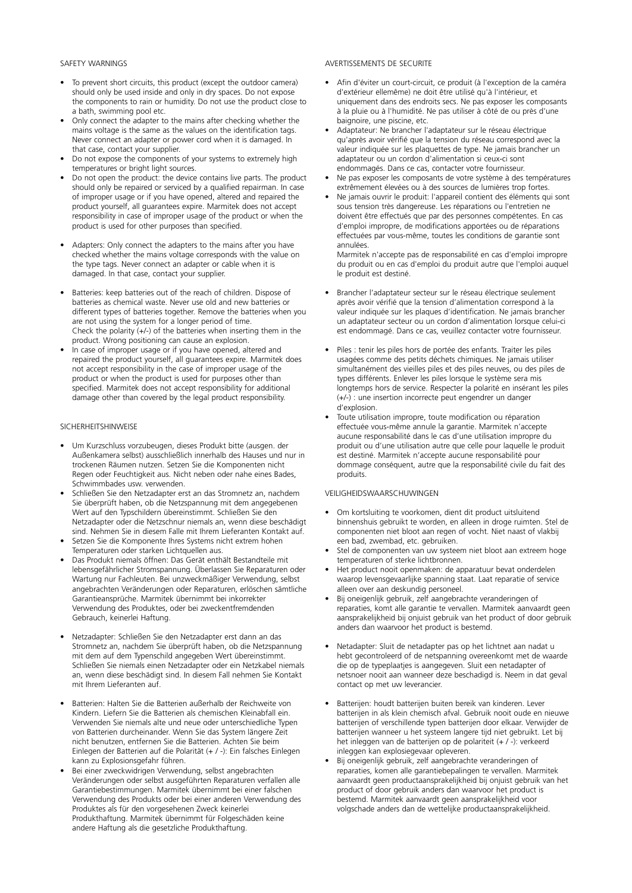SAFETY WARNINGS

- To prevent short circuits, this product (except the outdoor camera) should only be used inside and only in dry spaces. Do not expose the components to rain or humidity. Do not use the product close to a bath, swimming pool etc.
- Only connect the adapter to the mains after checking whether the mains voltage is the same as the values on the identification tags. Never connect an adapter or power cord when it is damaged. In that case, contact your supplier.
- Do not expose the components of your systems to extremely high temperatures or bright light sources.
- Do not open the product: the device contains live parts. The product should only be repaired or serviced by a qualified repairman. In case of improper usage or if you have opened, altered and repaired the product yourself, all guarantees expire. Marmitek does not accept responsibility in case of improper usage of the product or when the product is used for other purposes than specified.
- Adapters: Only connect the adapters to the mains after you have checked whether the mains voltage corresponds with the value on the type tags. Never connect an adapter or cable when it is damaged. In that case, contact your supplier.
- Batteries: keep batteries out of the reach of children. Dispose of batteries as chemical waste. Never use old and new batteries or different types of batteries together. Remove the batteries when you are not using the system for a longer period of time. Check the polarity (+/-) of the batteries when inserting them in the product. Wrong positioning can cause an explosion.
- In case of improper usage or if you have opened, altered and repaired the product yourself, all guarantees expire. Marmitek does not accept responsibility in the case of improper usage of the product or when the product is used for purposes other than specified. Marmitek does not accept responsibility for additional damage other than covered by the legal product responsibility.

SICHERHEITSHINWEISE

- Um Kurzschluss vorzubeugen, dieses Produkt bitte (ausgen. der Außenkamera selbst) ausschließlich innerhalb des Hauses und nur in trockenen Räumen nutzen. Setzen Sie die Komponenten nicht Regen oder Feuchtigkeit aus. Nicht neben oder nahe eines Bades, Schwimmbades usw. verwenden.
- Schließen Sie den Netzadapter erst an das Stromnetz an, nachdem Sie überprüft haben, ob die Netzspannung mit dem angegebenen Wert auf den Typschildern übereinstimmt. Schließen Sie den Netzadapter oder die Netzschnur niemals an, wenn diese beschädigt sind. Nehmen Sie in diesem Falle mit Ihrem Lieferanten Kontakt auf.
- Setzen Sie die Komponente Ihres Systems nicht extrem hohen Temperaturen oder starken Lichtquellen aus.
- Das Produkt niemals öffnen: Das Gerät enthält Bestandteile mit lebensgefährlicher Stromspannung. Überlassen Sie Reparaturen oder Wartung nur Fachleuten. Bei unzweckmäßiger Verwendung, selbst angebrachten Veränderungen oder Reparaturen, erlöschen sämtliche Garantieansprüche. Marmitek übernimmt bei inkorrekter Verwendung des Produktes, oder bei zweckentfremdenden Gebrauch, keinerlei Haftung.
- Netzadapter: Schließen Sie den Netzadapter erst dann an das Stromnetz an, nachdem Sie überprüft haben, ob die Netzspannung mit dem auf dem Typenschild angegeben Wert übereinstimmt. Schließen Sie niemals einen Netzadapter oder ein Netzkabel niemals an, wenn diese beschädigt sind. In diesem Fall nehmen Sie Kontakt mit Ihrem Lieferanten auf.
- Batterien: Halten Sie die Batterien außerhalb der Reichweite von Kindern. Liefern Sie die Batterien als chemischen Kleinabfall ein. Verwenden Sie niemals alte und neue oder unterschiedliche Typen von Batterien durcheinander. Wenn Sie das System längere Zeit nicht benutzen, entfernen Sie die Batterien. Achten Sie beim Einlegen der Batterien auf die Polarität (+ / -): Ein falsches Einlegen kann zu Explosionsgefahr führen.
- Bei einer zweckwidrigen Verwendung, selbst angebrachten Veränderungen oder selbst ausgeführten Reparaturen verfallen alle Garantiebestimmungen. Marmitek übernimmt bei einer falschen Verwendung des Produkts oder bei einer anderen Verwendung des Produktes als für den vorgesehenen Zweck keinerlei Produkthaftung. Marmitek übernimmt für Folgeschäden keine andere Haftung als die gesetzliche Produkthaftung.

AVERTISSEMENTS DE SECURITE

- Afin d'éviter un court-circuit, ce produit (à l'exception de la caméra d'extérieur ellemême) ne doit être utilisé qu'à l'intérieur, et uniquement dans des endroits secs. Ne pas exposer les composants à la pluie ou à l'humidité. Ne pas utiliser à côté de ou près d'une baignoire, une piscine, etc.
- Adaptateur: Ne brancher l'adaptateur sur le réseau électrique qu'après avoir vérifié que la tension du réseau correspond avec la valeur indiquée sur les plaquettes de type. Ne jamais brancher un adaptateur ou un cordon d'alimentation si ceux-ci sont endommagés. Dans ce cas, contacter votre fournisseur.
- Ne pas exposer les composants de votre système à des températures extrêmement élevées ou à des sources de lumières trop fortes.
- Ne jamais ouvrir le produit: l'appareil contient des éléments qui sont sous tension très dangereuse. Les réparations ou l'entretien ne doivent être effectués que par des personnes compétentes. En cas d'emploi impropre, de modifications apportées ou de réparations effectuées par vous-même, toutes les conditions de garantie sont annulées.
  Marmitek n'accepte pas de responsabilité en cas d'emploi impropre du produit ou en cas d'emploi du produit autre que l'emploi auquel le produit est destiné.
- Brancher l'adaptateur secteur sur le réseau électrique seulement après avoir vérifié que la tension d'alimentation correspond à la valeur indiquée sur les plaques d'identification. Ne jamais brancher un adaptateur secteur ou un cordon d'alimentation lorsque celui-ci est endommagé. Dans ce cas, veuillez contacter votre fournisseur.
- Piles : tenir les piles hors de portée des enfants. Traiter les piles usagées comme des petits déchets chimiques. Ne jamais utiliser simultanément des vieilles piles et des piles neuves, ou des piles de types différents. Enlever les piles lorsque le système sera mis longtemps hors de service. Respecter la polarité en insérant les piles (+/-) : une insertion incorrecte peut engendrer un danger d'explosion.
- Toute utilisation impropre, toute modification ou réparation effectuée vous-même annule la garantie. Marmitek n'accepte aucune responsabilité dans le cas d'une utilisation impropre du produit ou d'une utilisation autre que celle pour laquelle le produit est destiné. Marmitek n'accepte aucune responsabilité pour dommage conséquent, autre que la responsabilité civile du fait des produits.

VEILIGHEIDSWAARSCHUWINGEN

- Om kortsluiting te voorkomen, dient dit product uitsluitend binnenshuis gebruikt te worden, en alleen in droge ruimten. Stel de componenten niet bloot aan regen of vocht. Niet naast of vlakbij een bad, zwembad, etc. gebruiken.
- Stel de componenten van uw systeem niet bloot aan extreem hoge temperaturen of sterke lichtbronnen.
- Het product nooit openmaken: de apparatuur bevat onderdelen waarop levensgevaarlijke spanning staat. Laat reparatie of service alleen over aan deskundig personeel.
- Bij oneigenlijk gebruik, zelf aangebrachte veranderingen of reparaties, komt alle garantie te vervallen. Marmitek aanvaardt geen aansprakelijkheid bij onjuist gebruik van het product of door gebruik anders dan waarvoor het product is bestemd.
- Netadapter: Sluit de netadapter pas op het lichtnet aan nadat u hebt gecontroleerd of de netspanning overeenkomt met de waarde die op de typeplaatjes is aangegeven. Sluit een netadapter of netsnoer nooit aan wanneer deze beschadigd is. Neem in dat geval contact op met uw leverancier.
- Batterijen: houdt batterijen buiten bereik van kinderen. Lever batterijen in als klein chemisch afval. Gebruik nooit oude en nieuwe batterijen of verschillende typen batterijen door elkaar. Verwijder de batterijen wanneer u het systeem langere tijd niet gebruikt. Let bij het inleggen van de batterijen op de polariteit (+ / -): verkeerd inleggen kan explosiegevaar opleveren.
- Bij oneigenlijk gebruik, zelf aangebrachte veranderingen of reparaties, komen alle garantiebepalingen te vervallen. Marmitek aanvaardt geen productaansprakelijkheid bij onjuist gebruik van het product of door gebruik anders dan waarvoor het product is bestemd. Marmitek aanvaardt geen aansprakelijkheid voor volgschade anders dan de wettelijke productaansprakelijkheid.